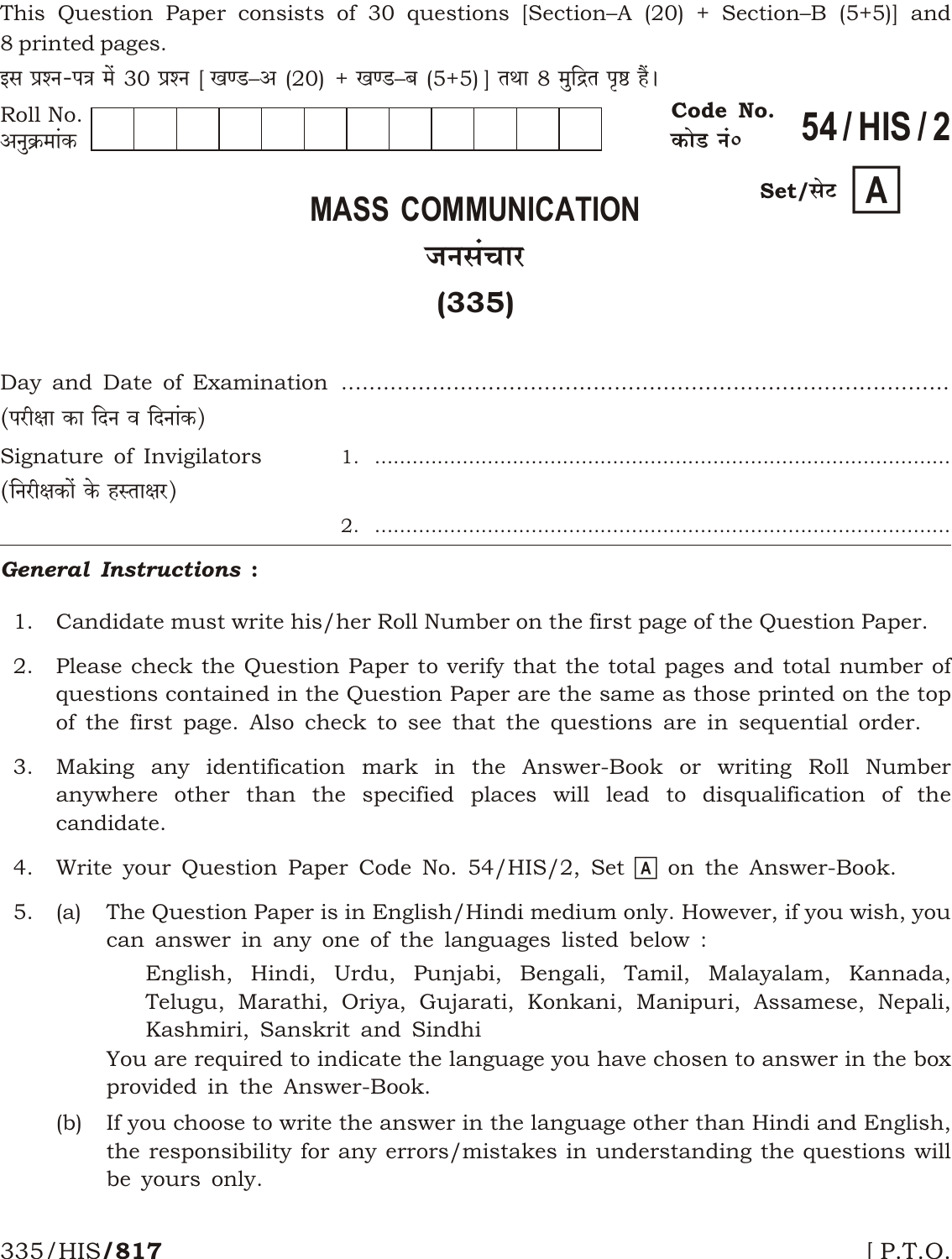This Question Paper consists of 30 questions [Section–A (20) + Section–B (5+5)] and 8 printed pages.

इस प्रश्न-पत्र में 30 प्रश्न [ खण्ड–अ (20) + खण्ड–ब (5+5) ] तथा 8 मुद्रित पृष्ठ हैं।

Roll No.
अनुक्रमांक

| | | | | | | | | | | | |
|---|---|---|---|---|---|---|---|---|---|---|---|
| | | | | | | | | | | | |

Code No.
कोड नं० **54 / HIS / 2**

Set/सेट **A**

# MASS COMMUNICATION

# जनसंचार

# (335)

Day and Date of Examination ..............................................................................
(परीक्षा का दिन व दिनांक)

Signature of Invigilators 1. ..............................................................................
(निरीक्षकों के हस्ताक्षर)

2. ..............................................................................

***General Instructions :***

1. Candidate must write his/her Roll Number on the first page of the Question Paper.
2. Please check the Question Paper to verify that the total pages and total number of questions contained in the Question Paper are the same as those printed on the top of the first page. Also check to see that the questions are in sequential order.
3. Making any identification mark in the Answer-Book or writing Roll Number anywhere other than the specified places will lead to disqualification of the candidate.
4. Write your Question Paper Code No. 54/HIS/2, Set A on the Answer-Book.
5. (a) The Question Paper is in English/Hindi medium only. However, if you wish, you can answer in any one of the languages listed below :

   English, Hindi, Urdu, Punjabi, Bengali, Tamil, Malayalam, Kannada, Telugu, Marathi, Oriya, Gujarati, Konkani, Manipuri, Assamese, Nepali, Kashmiri, Sanskrit and Sindhi

   You are required to indicate the language you have chosen to answer in the box provided in the Answer-Book.

   (b) If you choose to write the answer in the language other than Hindi and English, the responsibility for any errors/mistakes in understanding the questions will be yours only.

335/HIS/**817** [ P.T.O.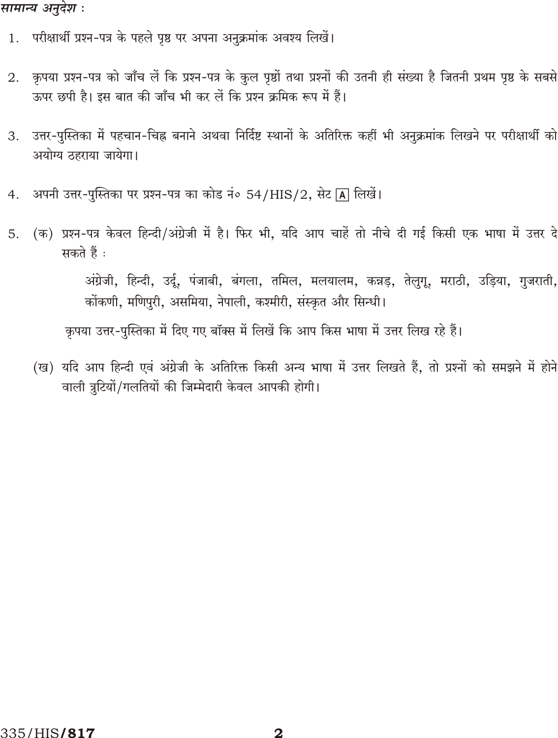*सामान्य अनुदेश :*

1. परीक्षार्थी प्रश्न-पत्र के पहले पृष्ठ पर अपना अनुक्रमांक अवश्य लिखें।

2. कृपया प्रश्न-पत्र को जाँच लें कि प्रश्न-पत्र के कुल पृष्ठों तथा प्रश्नों की उतनी ही संख्या है जितनी प्रथम पृष्ठ के सबसे ऊपर छपी है। इस बात की जाँच भी कर लें कि प्रश्न क्रमिक रूप में हैं।

3. उत्तर-पुस्तिका में पहचान-चिह्न बनाने अथवा निर्दिष्ट स्थानों के अतिरिक्त कहीं भी अनुक्रमांक लिखने पर परीक्षार्थी को अयोग्य ठहराया जायेगा।

4. अपनी उत्तर-पुस्तिका पर प्रश्न-पत्र का कोड नं० 54/HIS/2, सेट [A] लिखें।

5. (क) प्रश्न-पत्र केवल हिन्दी/अंग्रेजी में है। फिर भी, यदि आप चाहें तो नीचे दी गई किसी एक भाषा में उत्तर दे सकते हैं :

   अंग्रेजी, हिन्दी, उर्दू, पंजाबी, बंगला, तमिल, मलयालम, कन्नड़, तेलुगू, मराठी, उड़िया, गुजराती, कोंकणी, मणिपुरी, असमिया, नेपाली, कश्मीरी, संस्कृत और सिन्धी।

   कृपया उत्तर-पुस्तिका में दिए गए बॉक्स में लिखें कि आप किस भाषा में उत्तर लिख रहे हैं।

   (ख) यदि आप हिन्दी एवं अंग्रेजी के अतिरिक्त किसी अन्य भाषा में उत्तर लिखते हैं, तो प्रश्नों को समझने में होने वाली त्रुटियों/गलतियों की जिम्मेदारी केवल आपकी होगी।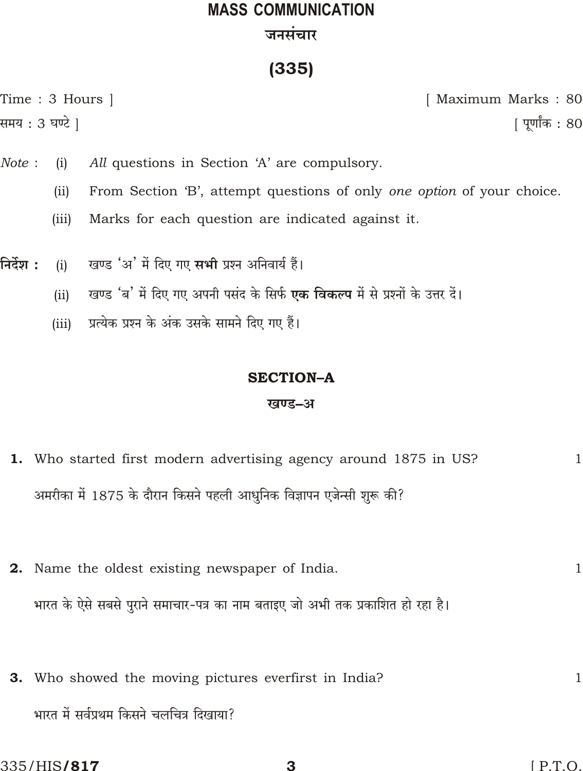# MASS COMMUNICATION

## जनसंचार

## (335)

Time : 3 Hours ] [ Maximum Marks : 80

समय : 3 घण्टे ] [ पूर्णांक : 80

*Note* : (i) *All* questions in Section 'A' are compulsory.

(ii) From Section 'B', attempt questions of only *one option* of your choice.

(iii) Marks for each question are indicated against it.

**निर्देश :** (i) खण्ड 'अ' में दिए गए **सभी** प्रश्न अनिवार्य हैं।

(ii) खण्ड 'ब' में दिए गए अपनी पसंद के सिर्फ **एक विकल्प** में से प्रश्नों के उत्तर दें।

(iii) प्रत्येक प्रश्न के अंक उसके सामने दिए गए हैं।

### SECTION–A

### खण्ड–अ

**1.** Who started first modern advertising agency around 1875 in US? 1

अमरीका में 1875 के दौरान किसने पहली आधुनिक विज्ञापन एजेन्सी शुरू की?

**2.** Name the oldest existing newspaper of India. 1

भारत के ऐसे सबसे पुराने समाचार-पत्र का नाम बताइए जो अभी तक प्रकाशित हो रहा है।

**3.** Who showed the moving pictures everfirst in India? 1

भारत में सर्वप्रथम किसने चलचित्र दिखाया?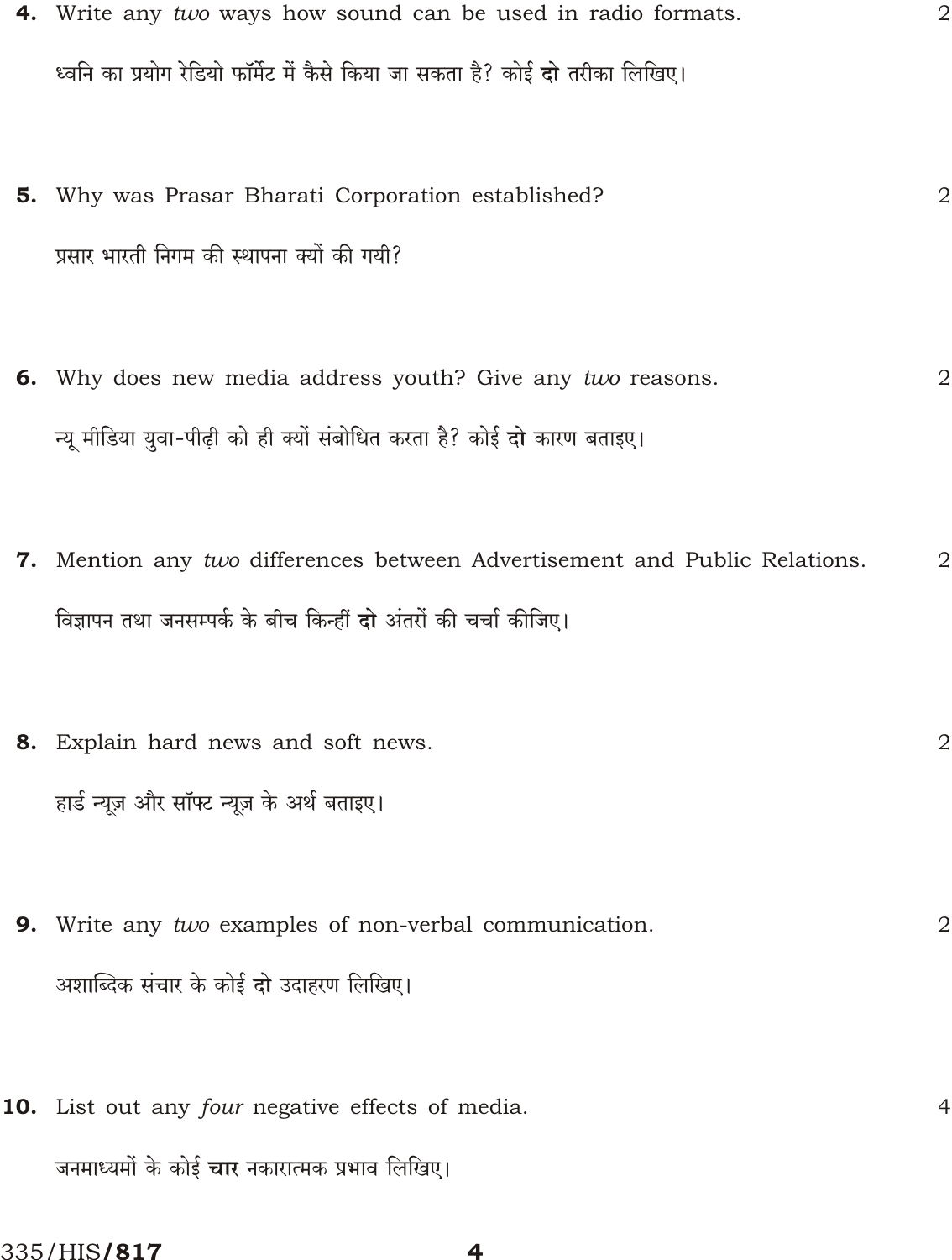**4.** Write any *two* ways how sound can be used in radio formats. 2

ध्वनि का प्रयोग रेडियो फॉर्मेट में कैसे किया जा सकता है? कोई **दो** तरीका लिखिए।

**5.** Why was Prasar Bharati Corporation established? 2

प्रसार भारती निगम की स्थापना क्यों की गयी?

**6.** Why does new media address youth? Give any *two* reasons. 2

न्यू मीडिया युवा-पीढ़ी को ही क्यों संबोधित करता है? कोई **दो** कारण बताइए।

**7.** Mention any *two* differences between Advertisement and Public Relations. 2

विज्ञापन तथा जनसम्पर्क के बीच किन्हीं **दो** अंतरों की चर्चा कीजिए।

**8.** Explain hard news and soft news. 2

हार्ड न्यूज़ और सॉफ्ट न्यूज़ के अर्थ बताइए।

**9.** Write any *two* examples of non-verbal communication. 2

अशाब्दिक संचार के कोई **दो** उदाहरण लिखिए।

**10.** List out any *four* negative effects of media. 4

जनमाध्यमों के कोई **चार** नकारात्मक प्रभाव लिखिए।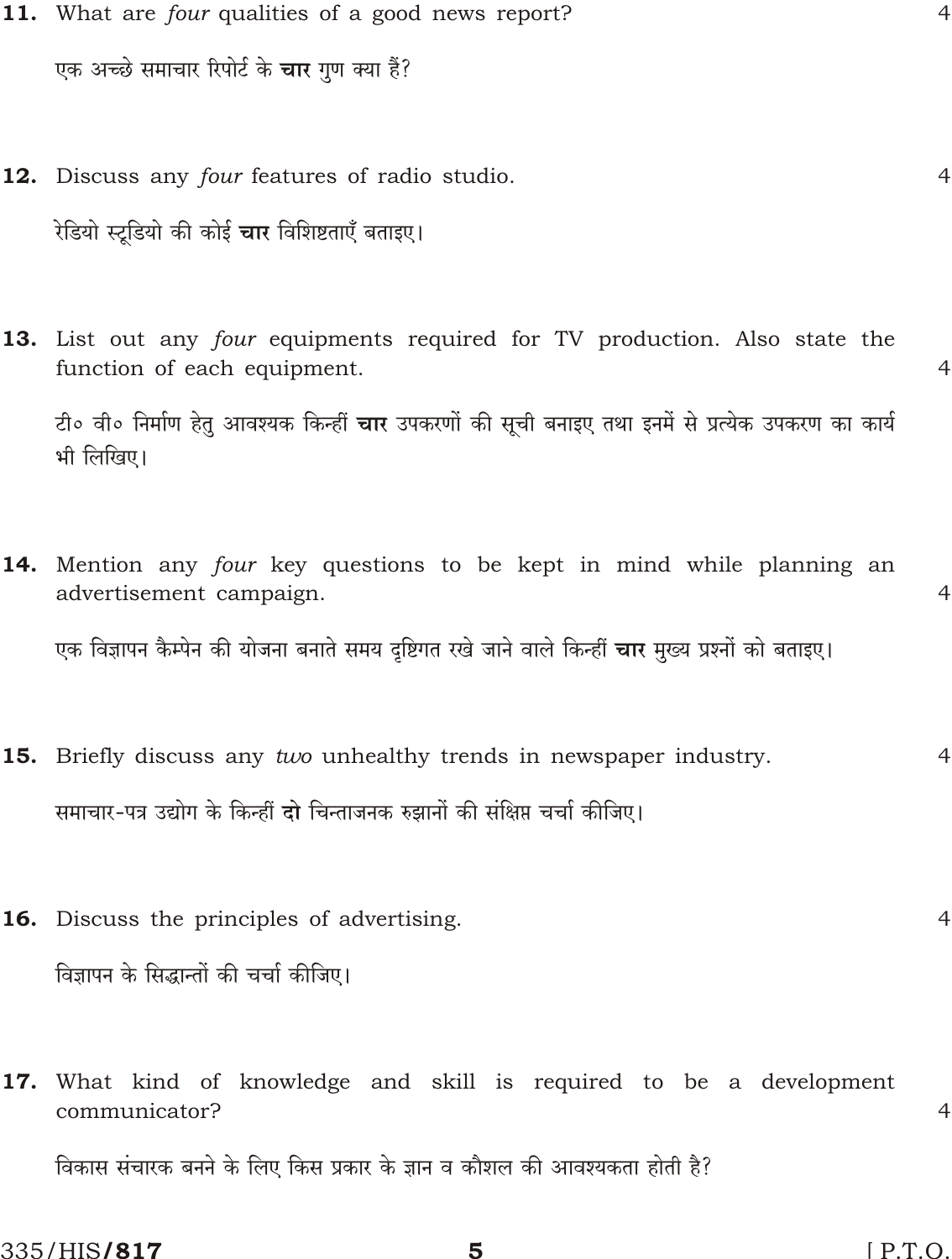**11.** What are *four* qualities of a good news report? 4

एक अच्छे समाचार रिपोर्ट के **चार** गुण क्या हैं?

**12.** Discuss any *four* features of radio studio. 4

रेडियो स्टूडियो की कोई **चार** विशिष्टताएँ बताइए।

**13.** List out any *four* equipments required for TV production. Also state the function of each equipment. 4

टी० वी० निर्माण हेतु आवश्यक किन्हीं **चार** उपकरणों की सूची बनाइए तथा इनमें से प्रत्येक उपकरण का कार्य भी लिखिए।

**14.** Mention any *four* key questions to be kept in mind while planning an advertisement campaign. 4

एक विज्ञापन कैम्पेन की योजना बनाते समय दृष्टिगत रखे जाने वाले किन्हीं **चार** मुख्य प्रश्नों को बताइए।

**15.** Briefly discuss any *two* unhealthy trends in newspaper industry. 4

समाचार-पत्र उद्योग के किन्हीं **दो** चिन्ताजनक रुझानों की संक्षिप्त चर्चा कीजिए।

**16.** Discuss the principles of advertising. 4

विज्ञापन के सिद्धान्तों की चर्चा कीजिए।

**17.** What kind of knowledge and skill is required to be a development communicator? 4

विकास संचारक बनने के लिए किस प्रकार के ज्ञान व कौशल की आवश्यकता होती है?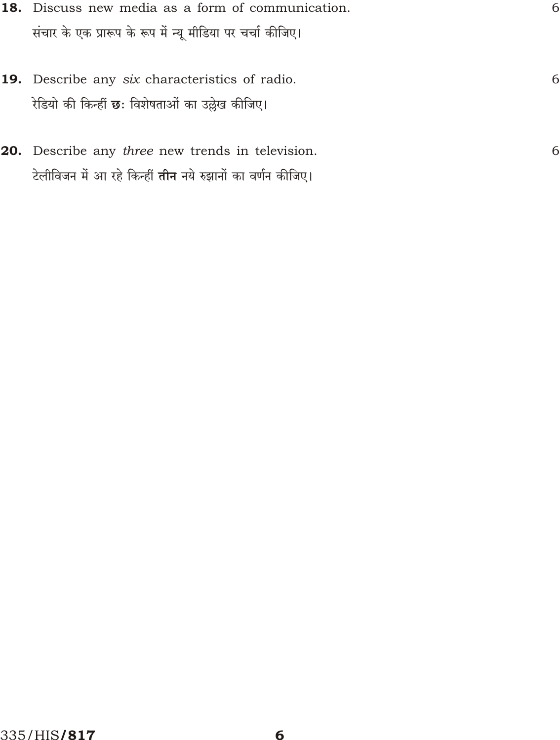**18.** Discuss new media as a form of communication. 6

संचार के एक प्रारूप के रूप में न्यू मीडिया पर चर्चा कीजिए।

**19.** Describe any *six* characteristics of radio. 6

रेडियो की किन्हीं **छः** विशेषताओं का उल्लेख कीजिए।

**20.** Describe any *three* new trends in television. 6

टेलीविजन में आ रहे किन्हीं **तीन** नये रुझानों का वर्णन कीजिए।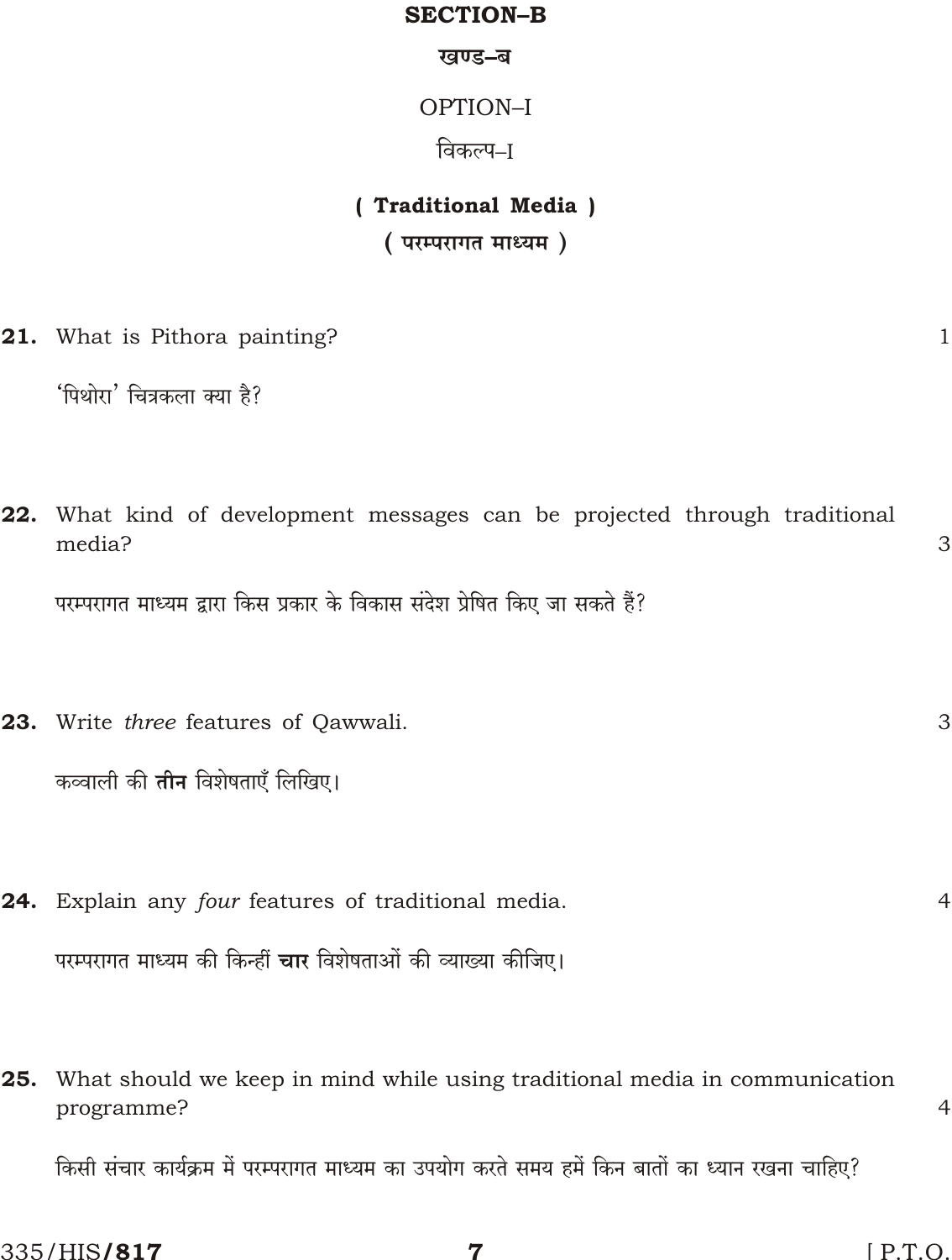## SECTION–B

## खण्ड–ब

### OPTION–I

### विकल्प–I

### ( Traditional Media )

### ( परम्परागत माध्यम )

**21.** What is Pithora painting? 1

'पिथोरा' चित्रकला क्या है?

**22.** What kind of development messages can be projected through traditional media? 3

परम्परागत माध्यम द्वारा किस प्रकार के विकास संदेश प्रेषित किए जा सकते हैं?

**23.** Write *three* features of Qawwali. 3

कव्वाली की **तीन** विशेषताएँ लिखिए।

**24.** Explain any *four* features of traditional media. 4

परम्परागत माध्यम की किन्हीं **चार** विशेषताओं की व्याख्या कीजिए।

**25.** What should we keep in mind while using traditional media in communication programme? 4

किसी संचार कार्यक्रम में परम्परागत माध्यम का उपयोग करते समय हमें किन बातों का ध्यान रखना चाहिए?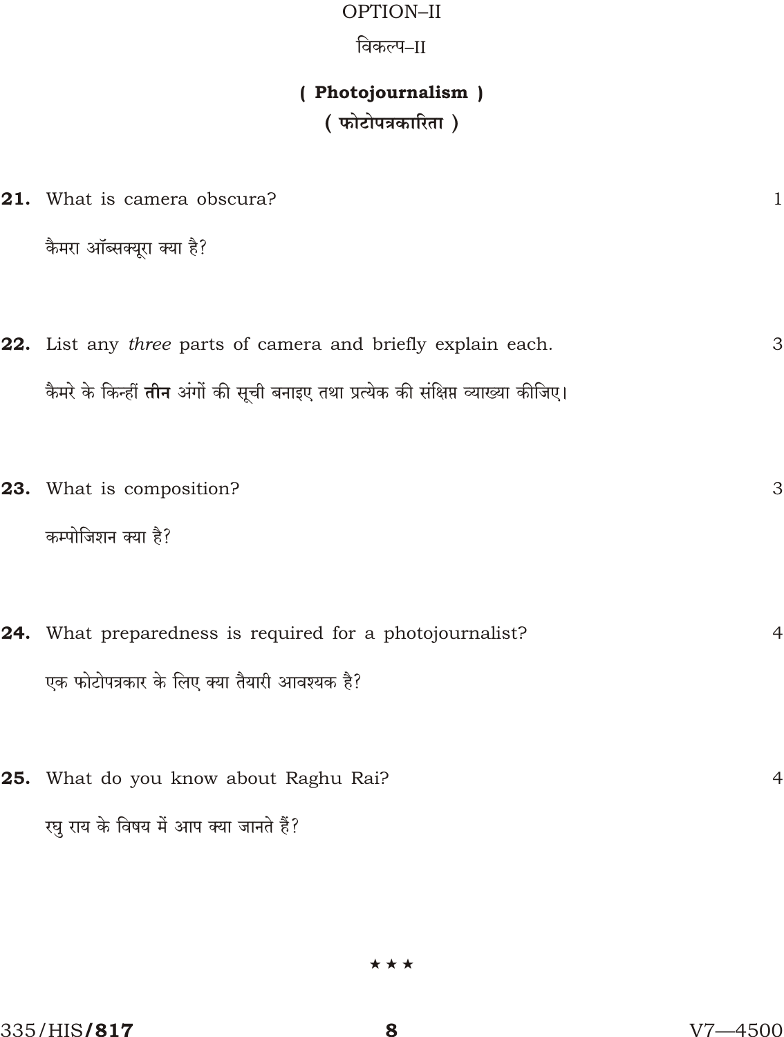OPTION–II

विकल्प–II

## ( Photojournalism )

## ( फोटोपत्रकारिता )

**21.** What is camera obscura? 1

कैमरा ऑब्सक्यूरा क्या है?

**22.** List any *three* parts of camera and briefly explain each. 3

कैमरे के किन्हीं **तीन** अंगों की सूची बनाइए तथा प्रत्येक की संक्षिप्त व्याख्या कीजिए।

**23.** What is composition? 3

कम्पोजिशन क्या है?

**24.** What preparedness is required for a photojournalist? 4

एक फोटोपत्रकार के लिए क्या तैयारी आवश्यक है?

**25.** What do you know about Raghu Rai? 4

रघु राय के विषय में आप क्या जानते हैं?

★ ★ ★

335/HIS/**817** V7—4500